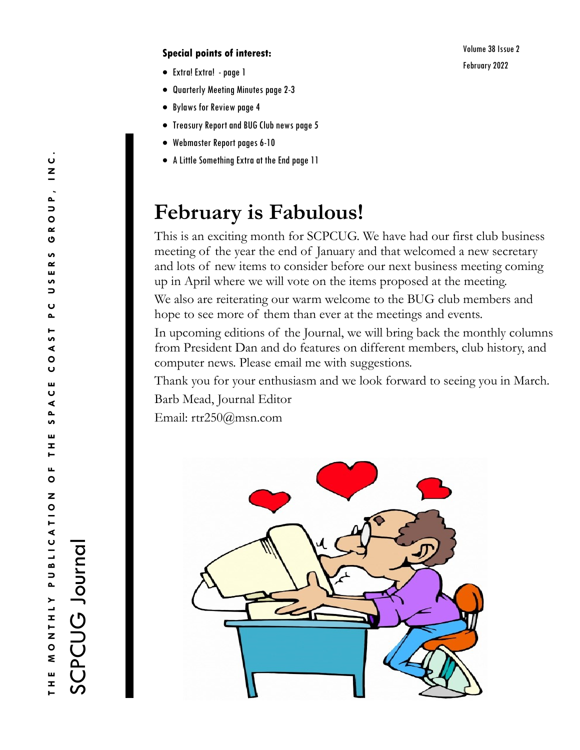# SCPCUG Journal

THE MONTHLY PUBLICATION OF THE SPACE COAST PC USERS GROUP, INC.

Volume 38 Issue 2

February 2022

**Special points of interest:**

- Extra! Extra! - page 1
- Quarterly Meeting Minutes page 2-3
- Bylaws for Review page 4
- Treasury Report and BUG Club news page 5
- Webmaster Report pages 6-10
- A Little Something Extra at the End page 11

## February is Fabulous!

This is an exciting month for SCPCUG. We have had our first club business meeting of the year the end of January and that welcomed a new secretary and lots of new items to consider before our next business meeting coming up in April where we will vote on the items proposed at the meeting.

We also are reiterating our warm welcome to the BUG club members and hope to see more of them than ever at the meetings and events.

In upcoming editions of the Journal, we will bring back the monthly columns from President Dan and do features on different members, club history, and computer news. Please email me with suggestions.

Thank you for your enthusiasm and we look forward to seeing you in March.

Barb Mead, Journal Editor

Email: rtr250@msn.com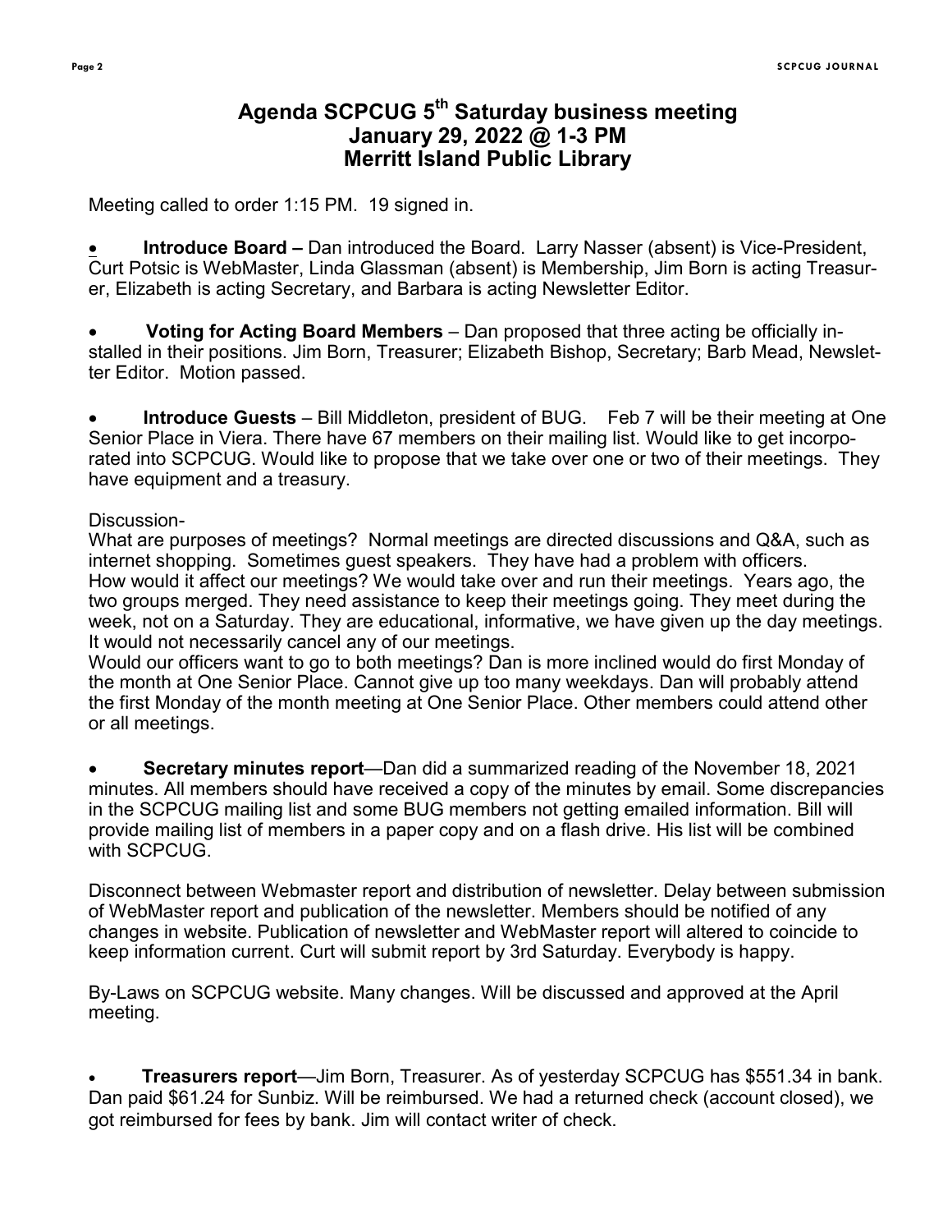# Agenda SCPCUG 5th Saturday business meeting
# January 29, 2022 @ 1-3 PM
# Merritt Island Public Library

Meeting called to order 1:15 PM. 19 signed in.

- **Introduce Board –** Dan introduced the Board. Larry Nasser (absent) is Vice-President, Curt Potsic is WebMaster, Linda Glassman (absent) is Membership, Jim Born is acting Treasurer, Elizabeth is acting Secretary, and Barbara is acting Newsletter Editor.

- **Voting for Acting Board Members** – Dan proposed that three acting be officially installed in their positions. Jim Born, Treasurer; Elizabeth Bishop, Secretary; Barb Mead, Newsletter Editor. Motion passed.

- **Introduce Guests** – Bill Middleton, president of BUG. Feb 7 will be their meeting at One Senior Place in Viera. There have 67 members on their mailing list. Would like to get incorporated into SCPCUG. Would like to propose that we take over one or two of their meetings. They have equipment and a treasury.

Discussion-

What are purposes of meetings? Normal meetings are directed discussions and Q&A, such as internet shopping. Sometimes guest speakers. They have had a problem with officers.

How would it affect our meetings? We would take over and run their meetings. Years ago, the two groups merged. They need assistance to keep their meetings going. They meet during the week, not on a Saturday. They are educational, informative, we have given up the day meetings. It would not necessarily cancel any of our meetings.

Would our officers want to go to both meetings? Dan is more inclined would do first Monday of the month at One Senior Place. Cannot give up too many weekdays. Dan will probably attend the first Monday of the month meeting at One Senior Place. Other members could attend other or all meetings.

- **Secretary minutes report**—Dan did a summarized reading of the November 18, 2021 minutes. All members should have received a copy of the minutes by email. Some discrepancies in the SCPCUG mailing list and some BUG members not getting emailed information. Bill will provide mailing list of members in a paper copy and on a flash drive. His list will be combined with SCPCUG.

Disconnect between Webmaster report and distribution of newsletter. Delay between submission of WebMaster report and publication of the newsletter. Members should be notified of any changes in website. Publication of newsletter and WebMaster report will altered to coincide to keep information current. Curt will submit report by 3rd Saturday. Everybody is happy.

By-Laws on SCPCUG website. Many changes. Will be discussed and approved at the April meeting.

- **Treasurers report**—Jim Born, Treasurer. As of yesterday SCPCUG has $551.34 in bank. Dan paid $61.24 for Sunbiz. Will be reimbursed. We had a returned check (account closed), we got reimbursed for fees by bank. Jim will contact writer of check.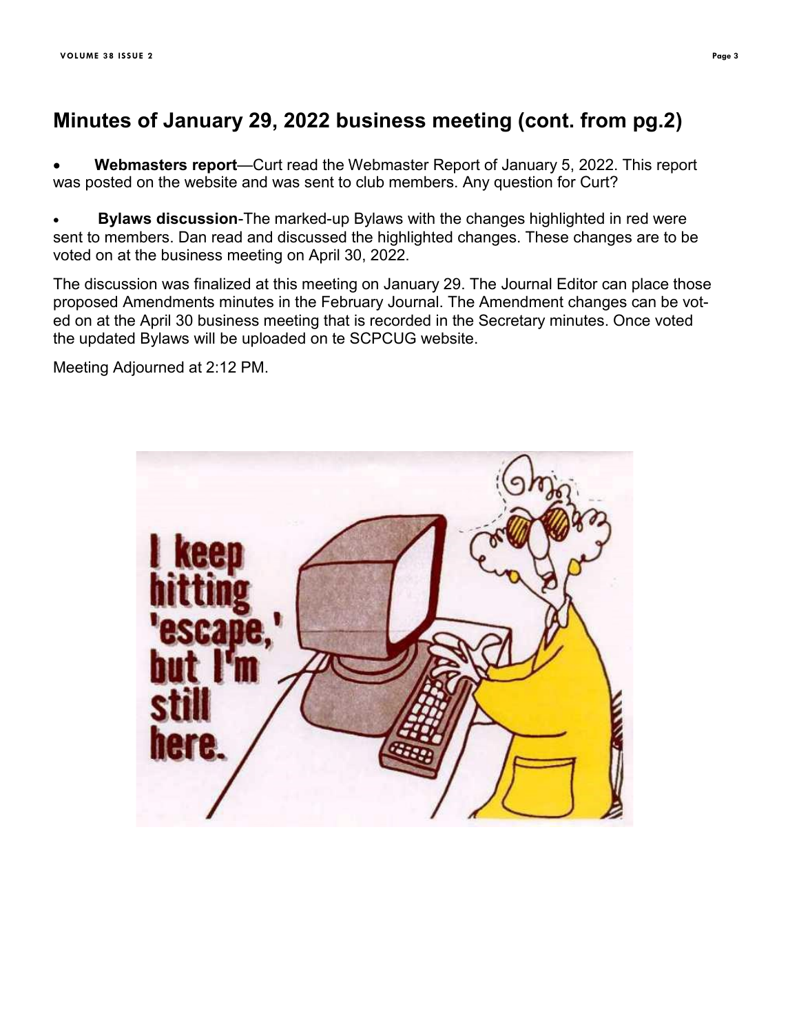## Minutes of January 29, 2022 business meeting (cont. from pg.2)

- **Webmasters report**—Curt read the Webmaster Report of January 5, 2022. This report was posted on the website and was sent to club members. Any question for Curt?

- **Bylaws discussion**-The marked-up Bylaws with the changes highlighted in red were sent to members. Dan read and discussed the highlighted changes. These changes are to be voted on at the business meeting on April 30, 2022.

The discussion was finalized at this meeting on January 29. The Journal Editor can place those proposed Amendments minutes in the February Journal. The Amendment changes can be voted on at the April 30 business meeting that is recorded in the Secretary minutes. Once voted the updated Bylaws will be uploaded on te SCPCUG website.

Meeting Adjourned at 2:12 PM.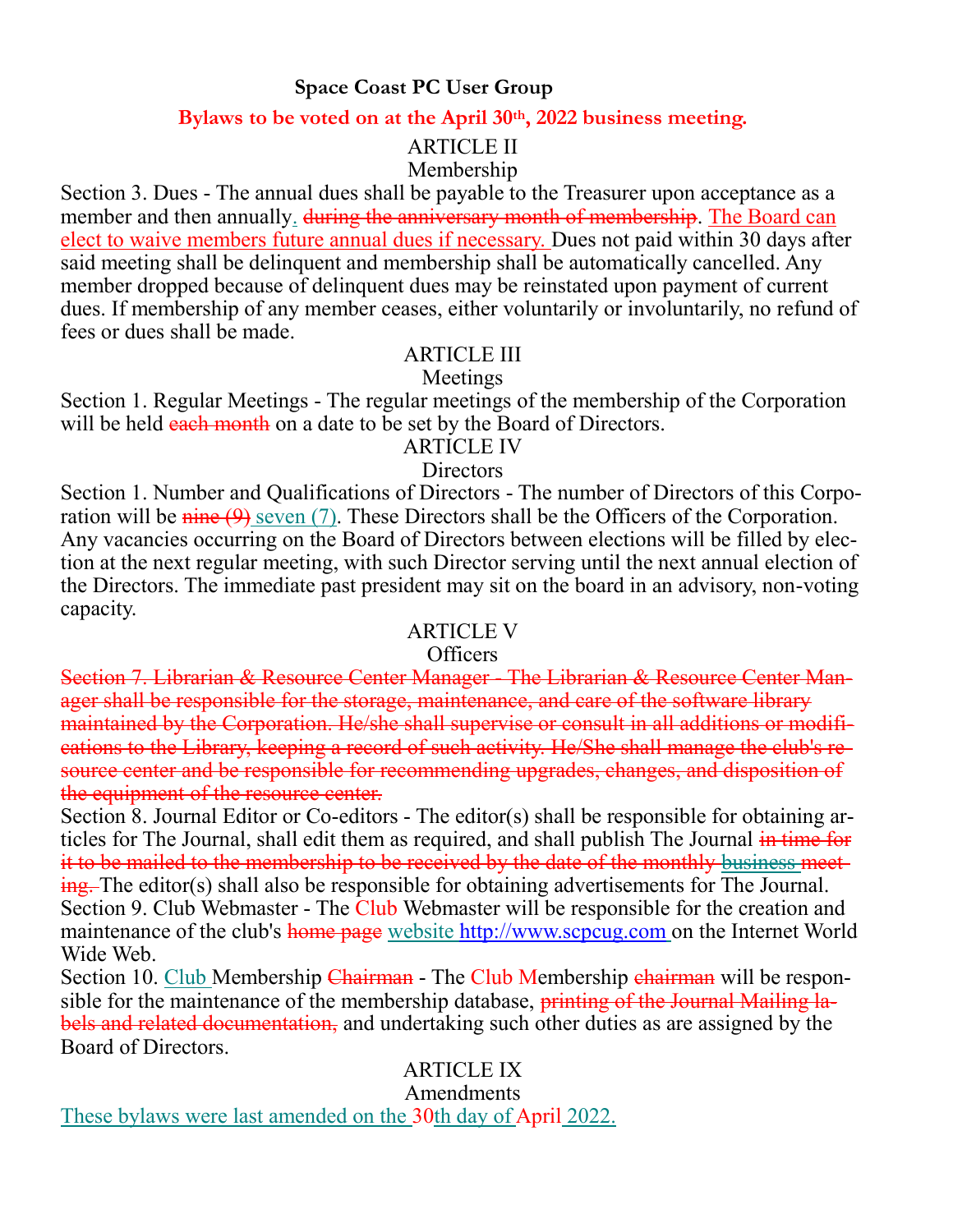**Space Coast PC User Group**

**Bylaws to be voted on at the April 30th, 2022 business meeting.**

ARTICLE II

Membership

Section 3. Dues - The annual dues shall be payable to the Treasurer upon acceptance as a member and then annually. ~~during the anniversary month of membership~~. The Board can elect to waive members future annual dues if necessary. Dues not paid within 30 days after said meeting shall be delinquent and membership shall be automatically cancelled. Any member dropped because of delinquent dues may be reinstated upon payment of current dues. If membership of any member ceases, either voluntarily or involuntarily, no refund of fees or dues shall be made.

ARTICLE III

Meetings

Section 1. Regular Meetings - The regular meetings of the membership of the Corporation will be held ~~each month~~ on a date to be set by the Board of Directors.

ARTICLE IV

Directors

Section 1. Number and Qualifications of Directors - The number of Directors of this Corporation will be ~~nine (9)~~ seven (7). These Directors shall be the Officers of the Corporation. Any vacancies occurring on the Board of Directors between elections will be filled by election at the next regular meeting, with such Director serving until the next annual election of the Directors. The immediate past president may sit on the board in an advisory, non-voting capacity.

ARTICLE V

Officers

~~Section 7. Librarian & Resource Center Manager - The Librarian & Resource Center Manager shall be responsible for the storage, maintenance, and care of the software library maintained by the Corporation. He/she shall supervise or consult in all additions or modifications to the Library, keeping a record of such activity. He/She shall manage the club's resource center and be responsible for recommending upgrades, changes, and disposition of the equipment of the resource center.~~

Section 8. Journal Editor or Co-editors - The editor(s) shall be responsible for obtaining articles for The Journal, shall edit them as required, and shall publish The Journal ~~in time for it to be mailed to the membership to be received by the date of the monthly business meeting.~~ The editor(s) shall also be responsible for obtaining advertisements for The Journal.

Section 9. Club Webmaster - The Club Webmaster will be responsible for the creation and maintenance of the club's ~~home page~~ website http://www.scpcug.com on the Internet World Wide Web.

Section 10. Club Membership ~~Chairman~~ - The Club Membership ~~chairman~~ will be responsible for the maintenance of the membership database, ~~printing of the Journal Mailing labels and related documentation,~~ and undertaking such other duties as are assigned by the Board of Directors.

ARTICLE IX

Amendments

These bylaws were last amended on the 30th day of April 2022.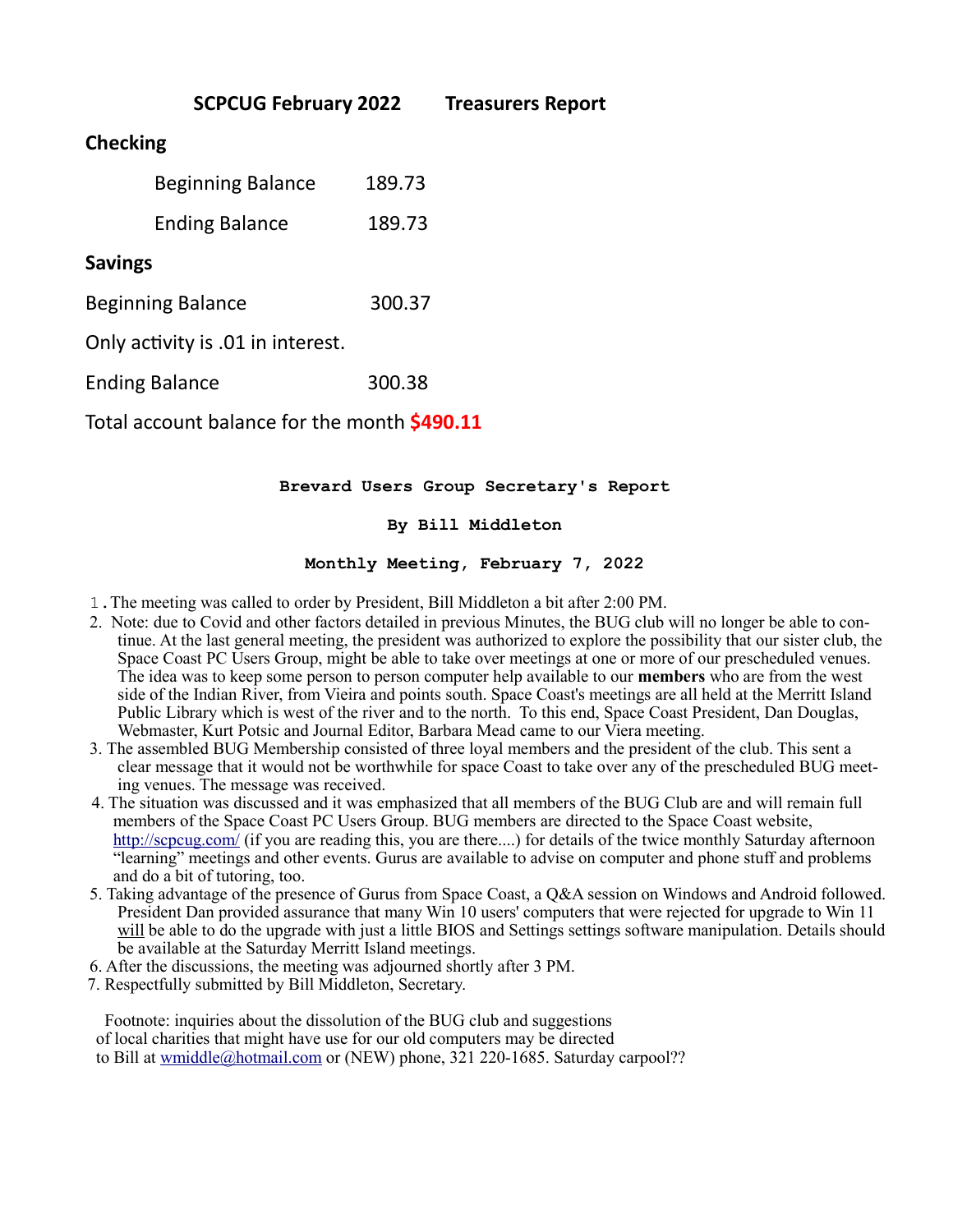## SCPCUG February 2022 Treasurers Report

### Checking

| | |
|---|---|
| Beginning Balance | 189.73 |
| Ending Balance | 189.73 |

### Savings

Beginning Balance 300.37

Only activity is .01 in interest.

Ending Balance 300.38

Total account balance for the month **$490.11**

## Brevard Users Group Secretary's Report

**By Bill Middleton**

**Monthly Meeting, February 7, 2022**

1. The meeting was called to order by President, Bill Middleton a bit after 2:00 PM.
2. Note: due to Covid and other factors detailed in previous Minutes, the BUG club will no longer be able to continue. At the last general meeting, the president was authorized to explore the possibility that our sister club, the Space Coast PC Users Group, might be able to take over meetings at one or more of our prescheduled venues. The idea was to keep some person to person computer help available to our **members** who are from the west side of the Indian River, from Vieira and points south. Space Coast's meetings are all held at the Merritt Island Public Library which is west of the river and to the north. To this end, Space Coast President, Dan Douglas, Webmaster, Kurt Potsic and Journal Editor, Barbara Mead came to our Viera meeting.
3. The assembled BUG Membership consisted of three loyal members and the president of the club. This sent a clear message that it would not be worthwhile for space Coast to take over any of the prescheduled BUG meeting venues. The message was received.
4. The situation was discussed and it was emphasized that all members of the BUG Club are and will remain full members of the Space Coast PC Users Group. BUG members are directed to the Space Coast website, http://scpcug.com/ (if you are reading this, you are there....) for details of the twice monthly Saturday afternoon "learning" meetings and other events. Gurus are available to advise on computer and phone stuff and problems and do a bit of tutoring, too.
5. Taking advantage of the presence of Gurus from Space Coast, a Q&A session on Windows and Android followed. President Dan provided assurance that many Win 10 users' computers that were rejected for upgrade to Win 11 will be able to do the upgrade with just a little BIOS and Settings settings software manipulation. Details should be available at the Saturday Merritt Island meetings.
6. After the discussions, the meeting was adjourned shortly after 3 PM.
7. Respectfully submitted by Bill Middleton, Secretary.

Footnote: inquiries about the dissolution of the BUG club and suggestions of local charities that might have use for our old computers may be directed to Bill at wmiddle@hotmail.com or (NEW) phone, 321 220-1685. Saturday carpool??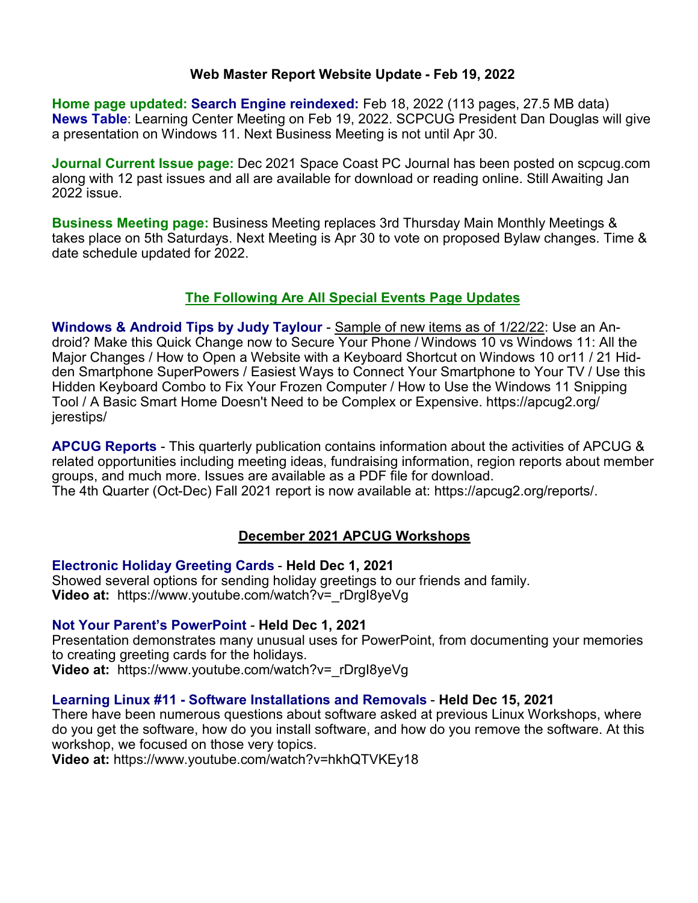## Web Master Report Website Update - Feb 19, 2022

**Home page updated: Search Engine reindexed:** Feb 18, 2022 (113 pages, 27.5 MB data)
**News Table**: Learning Center Meeting on Feb 19, 2022. SCPCUG President Dan Douglas will give a presentation on Windows 11. Next Business Meeting is not until Apr 30.

**Journal Current Issue page:** Dec 2021 Space Coast PC Journal has been posted on scpcug.com along with 12 past issues and all are available for download or reading online. Still Awaiting Jan 2022 issue.

**Business Meeting page:** Business Meeting replaces 3rd Thursday Main Monthly Meetings & takes place on 5th Saturdays. Next Meeting is Apr 30 to vote on proposed Bylaw changes. Time & date schedule updated for 2022.

### The Following Are All Special Events Page Updates

**Windows & Android Tips by Judy Taylour** - Sample of new items as of 1/22/22: Use an Android? Make this Quick Change now to Secure Your Phone / Windows 10 vs Windows 11: All the Major Changes / How to Open a Website with a Keyboard Shortcut on Windows 10 or11 / 21 Hidden Smartphone SuperPowers / Easiest Ways to Connect Your Smartphone to Your TV / Use this Hidden Keyboard Combo to Fix Your Frozen Computer / How to Use the Windows 11 Snipping Tool / A Basic Smart Home Doesn't Need to be Complex or Expensive. https://apcug2.org/jerestips/

**APCUG Reports** - This quarterly publication contains information about the activities of APCUG & related opportunities including meeting ideas, fundraising information, region reports about member groups, and much more. Issues are available as a PDF file for download.
The 4th Quarter (Oct-Dec) Fall 2021 report is now available at: https://apcug2.org/reports/.

### December 2021 APCUG Workshops

**Electronic Holiday Greeting Cards** - **Held Dec 1, 2021**
Showed several options for sending holiday greetings to our friends and family.
**Video at:** https://www.youtube.com/watch?v=_rDrgI8yeVg

**Not Your Parent's PowerPoint** - **Held Dec 1, 2021**
Presentation demonstrates many unusual uses for PowerPoint, from documenting your memories to creating greeting cards for the holidays.
**Video at:** https://www.youtube.com/watch?v=_rDrgI8yeVg

**Learning Linux #11 - Software Installations and Removals** - **Held Dec 15, 2021**
There have been numerous questions about software asked at previous Linux Workshops, where do you get the software, how do you install software, and how do you remove the software. At this workshop, we focused on those very topics.
**Video at:** https://www.youtube.com/watch?v=hkhQTVKEy18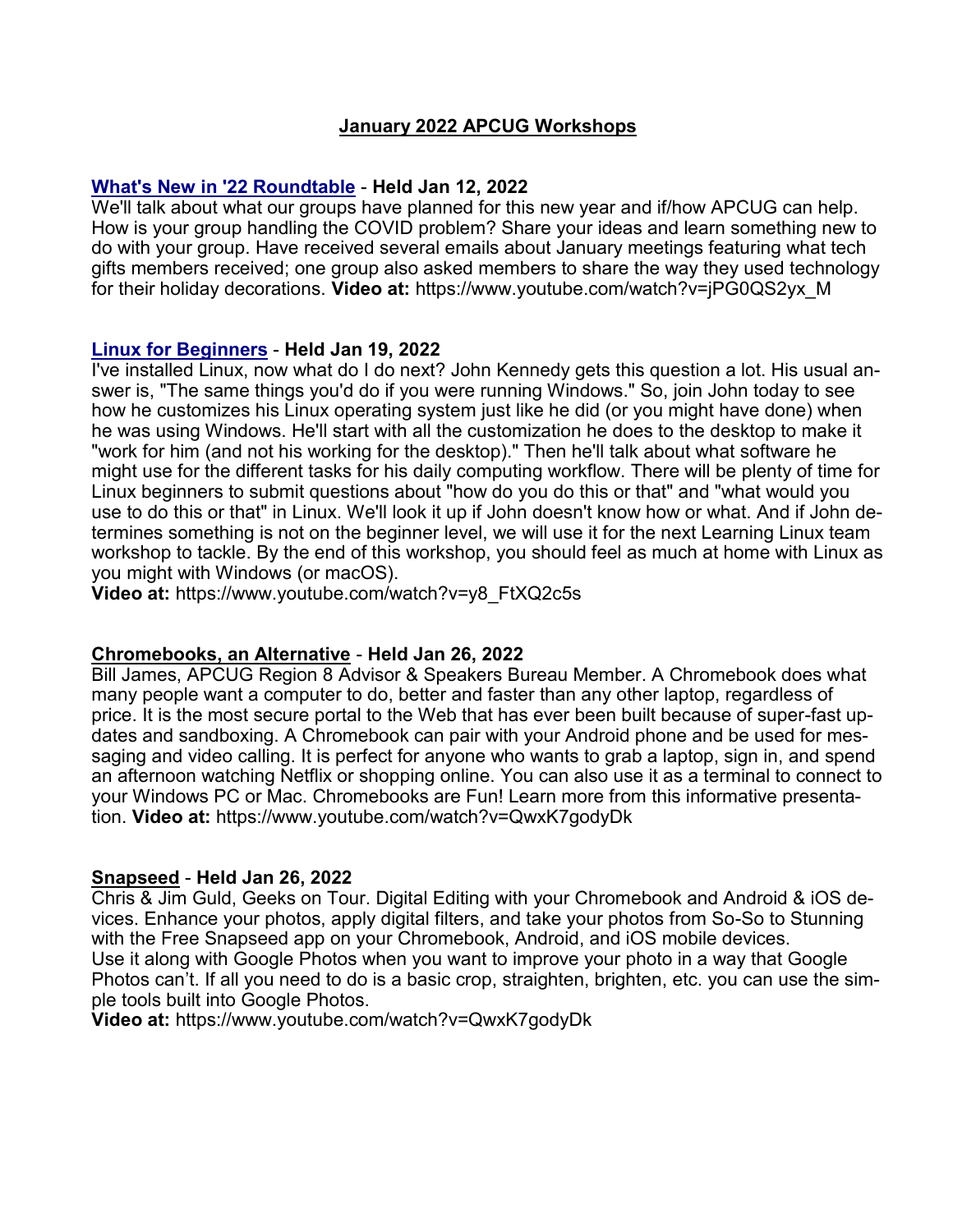## January 2022 APCUG Workshops

**What's New in '22 Roundtable** - **Held Jan 12, 2022**
We'll talk about what our groups have planned for this new year and if/how APCUG can help. How is your group handling the COVID problem? Share your ideas and learn something new to do with your group. Have received several emails about January meetings featuring what tech gifts members received; one group also asked members to share the way they used technology for their holiday decorations. **Video at:** https://www.youtube.com/watch?v=jPG0QS2yx_M

**Linux for Beginners** - **Held Jan 19, 2022**
I've installed Linux, now what do I do next? John Kennedy gets this question a lot. His usual answer is, "The same things you'd do if you were running Windows." So, join John today to see how he customizes his Linux operating system just like he did (or you might have done) when he was using Windows. He'll start with all the customization he does to the desktop to make it "work for him (and not his working for the desktop)." Then he'll talk about what software he might use for the different tasks for his daily computing workflow. There will be plenty of time for Linux beginners to submit questions about "how do you do this or that" and "what would you use to do this or that" in Linux. We'll look it up if John doesn't know how or what. And if John determines something is not on the beginner level, we will use it for the next Learning Linux team workshop to tackle. By the end of this workshop, you should feel as much at home with Linux as you might with Windows (or macOS).
**Video at:** https://www.youtube.com/watch?v=y8_FtXQ2c5s

**Chromebooks, an Alternative** - **Held Jan 26, 2022**
Bill James, APCUG Region 8 Advisor & Speakers Bureau Member. A Chromebook does what many people want a computer to do, better and faster than any other laptop, regardless of price. It is the most secure portal to the Web that has ever been built because of super-fast updates and sandboxing. A Chromebook can pair with your Android phone and be used for messaging and video calling. It is perfect for anyone who wants to grab a laptop, sign in, and spend an afternoon watching Netflix or shopping online. You can also use it as a terminal to connect to your Windows PC or Mac. Chromebooks are Fun! Learn more from this informative presentation. **Video at:** https://www.youtube.com/watch?v=QwxK7godyDk

**Snapseed** - **Held Jan 26, 2022**
Chris & Jim Guld, Geeks on Tour. Digital Editing with your Chromebook and Android & iOS devices. Enhance your photos, apply digital filters, and take your photos from So-So to Stunning with the Free Snapseed app on your Chromebook, Android, and iOS mobile devices.
Use it along with Google Photos when you want to improve your photo in a way that Google Photos can't. If all you need to do is a basic crop, straighten, brighten, etc. you can use the simple tools built into Google Photos.
**Video at:** https://www.youtube.com/watch?v=QwxK7godyDk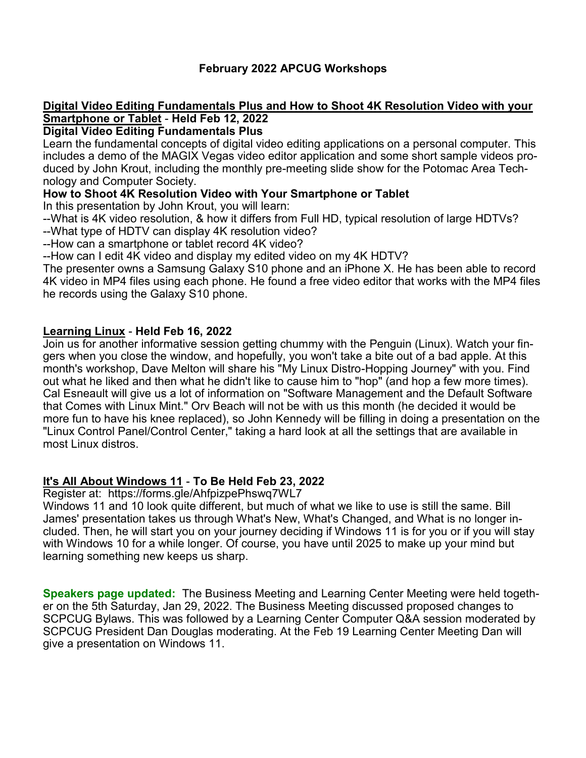# February 2022 APCUG Workshops

## Digital Video Editing Fundamentals Plus and How to Shoot 4K Resolution Video with your Smartphone or Tablet - Held Feb 12, 2022

### Digital Video Editing Fundamentals Plus

Learn the fundamental concepts of digital video editing applications on a personal computer. This includes a demo of the MAGIX Vegas video editor application and some short sample videos produced by John Krout, including the monthly pre-meeting slide show for the Potomac Area Technology and Computer Society.

### How to Shoot 4K Resolution Video with Your Smartphone or Tablet

In this presentation by John Krout, you will learn:

--What is 4K video resolution, & how it differs from Full HD, typical resolution of large HDTVs?
--What type of HDTV can display 4K resolution video?
--How can a smartphone or tablet record 4K video?
--How can I edit 4K video and display my edited video on my 4K HDTV?

The presenter owns a Samsung Galaxy S10 phone and an iPhone X. He has been able to record 4K video in MP4 files using each phone. He found a free video editor that works with the MP4 files he records using the Galaxy S10 phone.

## Learning Linux - Held Feb 16, 2022

Join us for another informative session getting chummy with the Penguin (Linux). Watch your fingers when you close the window, and hopefully, you won't take a bite out of a bad apple. At this month's workshop, Dave Melton will share his "My Linux Distro-Hopping Journey" with you. Find out what he liked and then what he didn't like to cause him to "hop" (and hop a few more times). Cal Esneault will give us a lot of information on "Software Management and the Default Software that Comes with Linux Mint." Orv Beach will not be with us this month (he decided it would be more fun to have his knee replaced), so John Kennedy will be filling in doing a presentation on the "Linux Control Panel/Control Center," taking a hard look at all the settings that are available in most Linux distros.

## It's All About Windows 11 - To Be Held Feb 23, 2022

Register at: https://forms.gle/AhfpizpePhswq7WL7

Windows 11 and 10 look quite different, but much of what we like to use is still the same. Bill James' presentation takes us through What's New, What's Changed, and What is no longer included. Then, he will start you on your journey deciding if Windows 11 is for you or if you will stay with Windows 10 for a while longer. Of course, you have until 2025 to make up your mind but learning something new keeps us sharp.

**Speakers page updated:** The Business Meeting and Learning Center Meeting were held together on the 5th Saturday, Jan 29, 2022. The Business Meeting discussed proposed changes to SCPCUG Bylaws. This was followed by a Learning Center Computer Q&A session moderated by SCPCUG President Dan Douglas moderating. At the Feb 19 Learning Center Meeting Dan will give a presentation on Windows 11.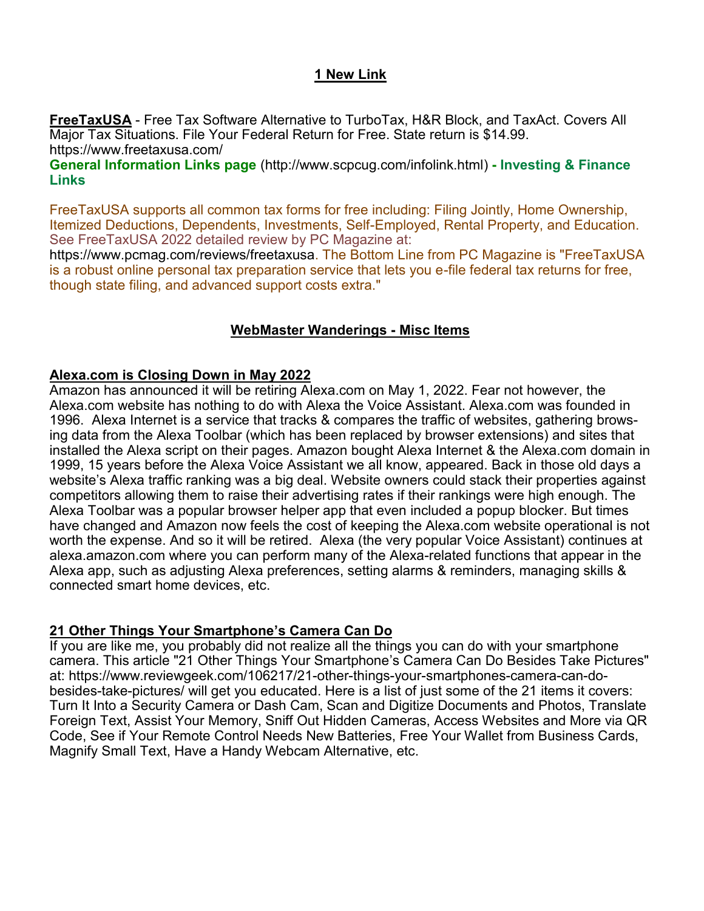## 1 New Link

**FreeTaxUSA** - Free Tax Software Alternative to TurboTax, H&R Block, and TaxAct. Covers All Major Tax Situations. File Your Federal Return for Free. State return is $14.99.
https://www.freetaxusa.com/
**General Information Links page** (http://www.scpcug.com/infolink.html) **- Investing & Finance Links**

FreeTaxUSA supports all common tax forms for free including: Filing Jointly, Home Ownership, Itemized Deductions, Dependents, Investments, Self-Employed, Rental Property, and Education. See FreeTaxUSA 2022 detailed review by PC Magazine at:
https://www.pcmag.com/reviews/freetaxusa. The Bottom Line from PC Magazine is "FreeTaxUSA is a robust online personal tax preparation service that lets you e-file federal tax returns for free, though state filing, and advanced support costs extra."

## WebMaster Wanderings - Misc Items

### Alexa.com is Closing Down in May 2022

Amazon has announced it will be retiring Alexa.com on May 1, 2022. Fear not however, the Alexa.com website has nothing to do with Alexa the Voice Assistant. Alexa.com was founded in 1996. Alexa Internet is a service that tracks & compares the traffic of websites, gathering browsing data from the Alexa Toolbar (which has been replaced by browser extensions) and sites that installed the Alexa script on their pages. Amazon bought Alexa Internet & the Alexa.com domain in 1999, 15 years before the Alexa Voice Assistant we all know, appeared. Back in those old days a website's Alexa traffic ranking was a big deal. Website owners could stack their properties against competitors allowing them to raise their advertising rates if their rankings were high enough. The Alexa Toolbar was a popular browser helper app that even included a popup blocker. But times have changed and Amazon now feels the cost of keeping the Alexa.com website operational is not worth the expense. And so it will be retired. Alexa (the very popular Voice Assistant) continues at alexa.amazon.com where you can perform many of the Alexa-related functions that appear in the Alexa app, such as adjusting Alexa preferences, setting alarms & reminders, managing skills & connected smart home devices, etc.

### 21 Other Things Your Smartphone's Camera Can Do

If you are like me, you probably did not realize all the things you can do with your smartphone camera. This article "21 Other Things Your Smartphone's Camera Can Do Besides Take Pictures" at: https://www.reviewgeek.com/106217/21-other-things-your-smartphones-camera-can-do-besides-take-pictures/ will get you educated. Here is a list of just some of the 21 items it covers: Turn It Into a Security Camera or Dash Cam, Scan and Digitize Documents and Photos, Translate Foreign Text, Assist Your Memory, Sniff Out Hidden Cameras, Access Websites and More via QR Code, See if Your Remote Control Needs New Batteries, Free Your Wallet from Business Cards, Magnify Small Text, Have a Handy Webcam Alternative, etc.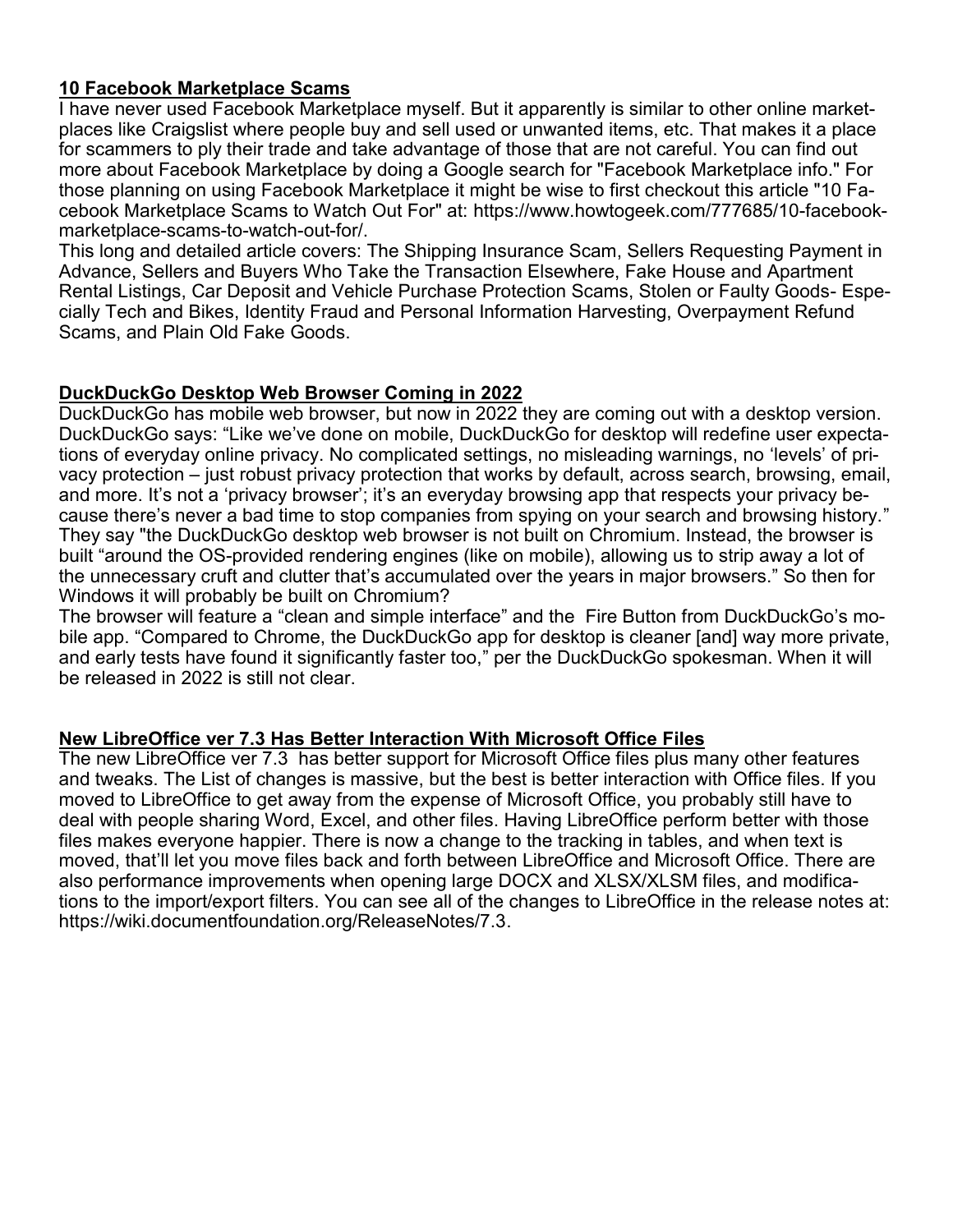## 10 Facebook Marketplace Scams

I have never used Facebook Marketplace myself. But it apparently is similar to other online marketplaces like Craigslist where people buy and sell used or unwanted items, etc. That makes it a place for scammers to ply their trade and take advantage of those that are not careful. You can find out more about Facebook Marketplace by doing a Google search for "Facebook Marketplace info." For those planning on using Facebook Marketplace it might be wise to first checkout this article "10 Facebook Marketplace Scams to Watch Out For" at: https://www.howtogeek.com/777685/10-facebook-marketplace-scams-to-watch-out-for/.

This long and detailed article covers: The Shipping Insurance Scam, Sellers Requesting Payment in Advance, Sellers and Buyers Who Take the Transaction Elsewhere, Fake House and Apartment Rental Listings, Car Deposit and Vehicle Purchase Protection Scams, Stolen or Faulty Goods- Especially Tech and Bikes, Identity Fraud and Personal Information Harvesting, Overpayment Refund Scams, and Plain Old Fake Goods.

## DuckDuckGo Desktop Web Browser Coming in 2022

DuckDuckGo has mobile web browser, but now in 2022 they are coming out with a desktop version. DuckDuckGo says: "Like we've done on mobile, DuckDuckGo for desktop will redefine user expectations of everyday online privacy. No complicated settings, no misleading warnings, no 'levels' of privacy protection – just robust privacy protection that works by default, across search, browsing, email, and more. It's not a 'privacy browser'; it's an everyday browsing app that respects your privacy because there's never a bad time to stop companies from spying on your search and browsing history." They say "the DuckDuckGo desktop web browser is not built on Chromium. Instead, the browser is built "around the OS-provided rendering engines (like on mobile), allowing us to strip away a lot of the unnecessary cruft and clutter that's accumulated over the years in major browsers." So then for Windows it will probably be built on Chromium?

The browser will feature a "clean and simple interface" and the Fire Button from DuckDuckGo's mobile app. "Compared to Chrome, the DuckDuckGo app for desktop is cleaner [and] way more private, and early tests have found it significantly faster too," per the DuckDuckGo spokesman. When it will be released in 2022 is still not clear.

## New LibreOffice ver 7.3 Has Better Interaction With Microsoft Office Files

The new LibreOffice ver 7.3 has better support for Microsoft Office files plus many other features and tweaks. The List of changes is massive, but the best is better interaction with Office files. If you moved to LibreOffice to get away from the expense of Microsoft Office, you probably still have to deal with people sharing Word, Excel, and other files. Having LibreOffice perform better with those files makes everyone happier. There is now a change to the tracking in tables, and when text is moved, that'll let you move files back and forth between LibreOffice and Microsoft Office. There are also performance improvements when opening large DOCX and XLSX/XLSM files, and modifications to the import/export filters. You can see all of the changes to LibreOffice in the release notes at: https://wiki.documentfoundation.org/ReleaseNotes/7.3.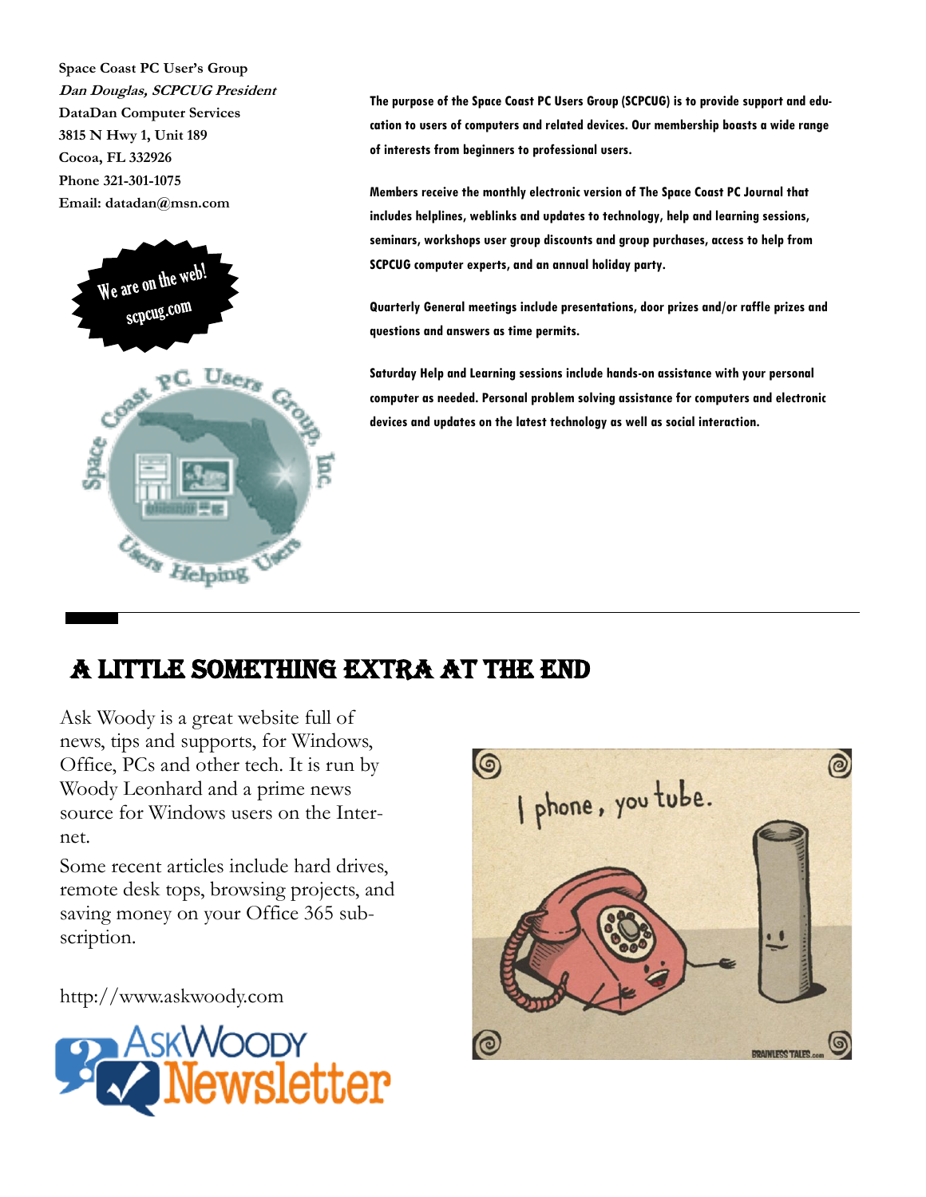**Space Coast PC User's Group**
***Dan Douglas, SCPCUG President***
**DataDan Computer Services**
**3815 N Hwy 1, Unit 189**
**Cocoa, FL 332926**
**Phone 321-301-1075**
**Email: datadan@msn.com**

We are on the web!
scpcug.com

**The purpose of the Space Coast PC Users Group (SCPCUG) is to provide support and education to users of computers and related devices. Our membership boasts a wide range of interests from beginners to professional users.**

**Members receive the monthly electronic version of The Space Coast PC Journal that includes helplines, weblinks and updates to technology, help and learning sessions, seminars, workshops user group discounts and group purchases, access to help from SCPCUG computer experts, and an annual holiday party.**

**Quarterly General meetings include presentations, door prizes and/or raffle prizes and questions and answers as time permits.**

**Saturday Help and Learning sessions include hands-on assistance with your personal computer as needed. Personal problem solving assistance for computers and electronic devices and updates on the latest technology as well as social interaction.**

## A Little Something Extra at the End

Ask Woody is a great website full of news, tips and supports, for Windows, Office, PCs and other tech. It is run by Woody Leonhard and a prime news source for Windows users on the Internet.

Some recent articles include hard drives, remote desk tops, browsing projects, and saving money on your Office 365 subscription.

http://www.askwoody.com